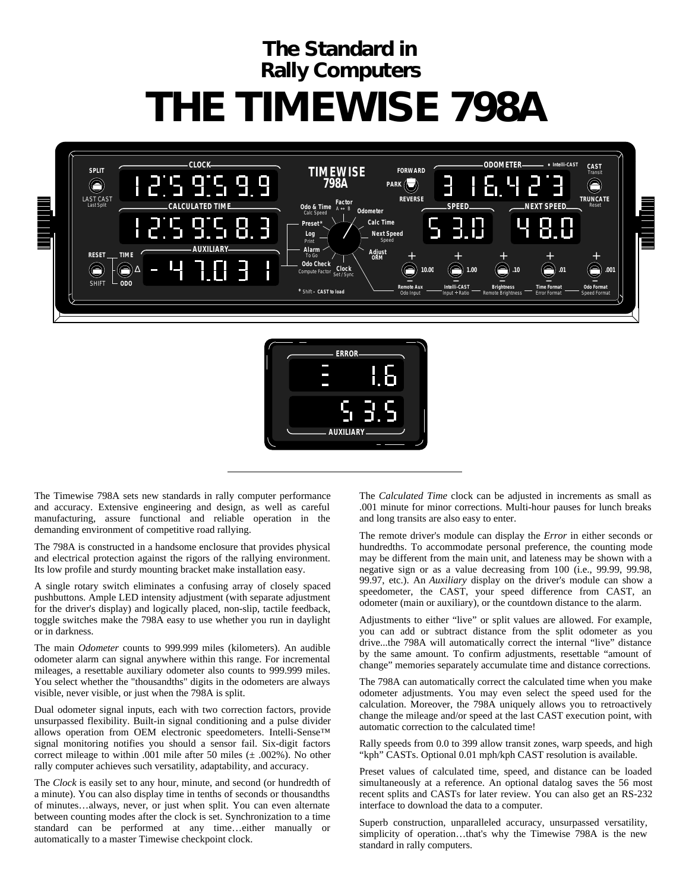# The Standard in Rally Computers

# THE TIMEWISE 798A

The Timewise 798A sets new standards in rally computer performance and accuracy. Extensive engineering and design, as well as careful manufacturing, assure functional and reliable operation in the demanding environment of competitive road rallying.

The 798A is constructed in a handsome enclosure that provides physical and electrical protection against the rigors of the rallying environment. Its low profile and sturdy mounting bracket make installation easy.

A single rotary switch eliminates a confusing array of closely spaced pushbuttons. Ample LED intensity adjustment (with separate adjustment for the driver's display) and logically placed, non-slip, tactile feedback, toggle switches make the 798A easy to use whether you run in daylight or in darkness.

The main *Odometer* counts to 999.999 miles (kilometers). An audible odometer alarm can signal anywhere within this range. For incremental mileages, a resettable auxiliary odometer also counts to 999.999 miles. You select whether the "thousandths" digits in the odometers are always visible, never visible, or just when the 798A is split.

Dual odometer signal inputs, each with two correction factors, provide unsurpassed flexibility. Built-in signal conditioning and a pulse divider allows operation from OEM electronic speedometers. Intelli-Sense™ signal monitoring notifies you should a sensor fail. Six-digit factors correct mileage to within .001 mile after 50 miles (± .002%). No other rally computer achieves such versatility, adaptability, and accuracy.

The *Clock* is easily set to any hour, minute, and second (or hundredth of a minute). You can also display time in tenths of seconds or thousandths of minutes…always, never, or just when split. You can even alternate between counting modes after the clock is set. Synchronization to a time standard can be performed at any time…either manually or automatically to a master Timewise checkpoint clock.

The *Calculated Time* clock can be adjusted in increments as small as .001 minute for minor corrections. Multi-hour pauses for lunch breaks and long transits are also easy to enter.

The remote driver's module can display the *Error* in either seconds or hundredths. To accommodate personal preference, the counting mode may be different from the main unit, and lateness may be shown with a negative sign or as a value decreasing from 100 (i.e., 99.99, 99.98, 99.97, etc.). An *Auxiliary* display on the driver's module can show a speedometer, the CAST, your speed difference from CAST, an odometer (main or auxiliary), or the countdown distance to the alarm.

Adjustments to either "live" or split values are allowed. For example, you can add or subtract distance from the split odometer as you drive...the 798A will automatically correct the internal "live" distance by the same amount. To confirm adjustments, resettable "amount of change" memories separately accumulate time and distance corrections.

The 798A can automatically correct the calculated time when you make odometer adjustments. You may even select the speed used for the calculation. Moreover, the 798A uniquely allows you to retroactively change the mileage and/or speed at the last CAST execution point, with automatic correction to the calculated time!

Rally speeds from 0.0 to 399 allow transit zones, warp speeds, and high "kph" CASTs. Optional 0.01 mph/kph CAST resolution is available.

Preset values of calculated time, speed, and distance can be loaded simultaneously at a reference. An optional datalog saves the 56 most recent splits and CASTs for later review. You can also get an RS-232 interface to download the data to a computer.

Superb construction, unparalleled accuracy, unsurpassed versatility, simplicity of operation…that's why the Timewise 798A is the new standard in rally computers.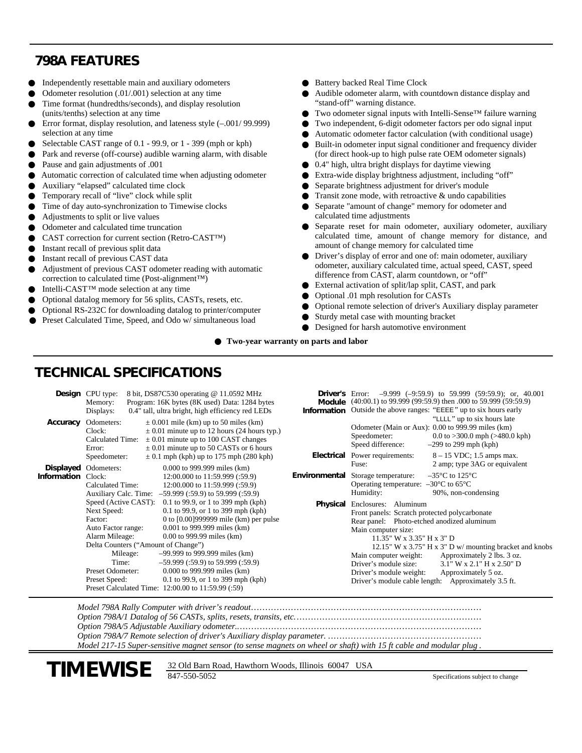## 798A FEATURES

- Independently resettable main and auxiliary odometers
- Odometer resolution (.01/.001) selection at any time
- Time format (hundredths/seconds), and display resolution (units/tenths) selection at any time
- Error format, display resolution, and lateness style (–.001/ 99.999) selection at any time
- Selectable CAST range of 0.1 - 99.9, or 1 - 399 (mph or kph)
- Park and reverse (off-course) audible warning alarm, with disable
- Pause and gain adjustments of .001
- Automatic correction of calculated time when adjusting odometer
- Auxiliary "elapsed" calculated time clock
- Temporary recall of "live" clock while split
- Time of day auto-synchronization to Timewise clocks
- Adjustments to split or live values
- Odometer and calculated time truncation
- CAST correction for current section (Retro-CAST™)
- Instant recall of previous split data
- Instant recall of previous CAST data
- Adjustment of previous CAST odometer reading with automatic correction to calculated time (Post-alignment™)
- Intelli-CAST™ mode selection at any time
- Optional datalog memory for 56 splits, CASTs, resets, etc.
- Optional RS-232C for downloading datalog to printer/computer
- Preset Calculated Time, Speed, and Odo w/ simultaneous load
- Battery backed Real Time Clock
- Audible odometer alarm, with countdown distance display and "stand-off" warning distance.
- Two odometer signal inputs with Intelli-Sense™ failure warning
- Two independent, 6-digit odometer factors per odo signal input
- Automatic odometer factor calculation (with conditional usage)
- Built-in odometer input signal conditioner and frequency divider (for direct hook-up to high pulse rate OEM odometer signals)
- 0.4" high, ultra bright displays for daytime viewing
- Extra-wide display brightness adjustment, including "off"
- Separate brightness adjustment for driver's module
- Transit zone mode, with retroactive & undo capabilities
- Separate "amount of change" memory for odometer and calculated time adjustments
- Separate reset for main odometer, auxiliary odometer, auxiliary calculated time, amount of change memory for distance, and amount of change memory for calculated time
- Driver's display of error and one of: main odometer, auxiliary odometer, auxiliary calculated time, actual speed, CAST, speed difference from CAST, alarm countdown, or "off"
- External activation of split/lap split, CAST, and park
- Optional .01 mph resolution for CASTs
- Optional remote selection of driver's Auxiliary display parameter
- Sturdy metal case with mounting bracket
- Designed for harsh automotive environment

- **Two-year warranty on parts and labor**

## TECHNICAL SPECIFICATIONS

**Design**
- CPU type: 8 bit, DS87C530 operating @ 11.0592 MHz
- Memory: Program: 16K bytes (8K used) Data: 1284 bytes
- Displays: 0.4" tall, ultra bright, high efficiency red LEDs

**Accuracy**
- Odometers: ± 0.001 mile (km) up to 50 miles (km)
- Clock: ± 0.01 minute up to 12 hours (24 hours typ.)
- Calculated Time: ± 0.01 minute up to 100 CAST changes
- Error: ± 0.01 minute up to 50 CASTs or 6 hours
- Speedometer: ± 0.1 mph (kph) up to 175 mph (280 kph)

**Displayed Information**
- Odometers: 0.000 to 999.999 miles (km)
- Clock: 12:00.000 to 11:59.999 (:59.9)
- Calculated Time: 12:00.000 to 11:59.999 (:59.9)
- Auxiliary Calc. Time: –59.999 (:59.9) to 59.999 (:59.9)
- Speed (Active CAST): 0.1 to 99.9, or 1 to 399 mph (kph)
- Next Speed: 0.1 to 99.9, or 1 to 399 mph (kph)
- Factor: 0 to [0.00]999999 mile (km) per pulse
- Auto Factor range: 0.001 to 999.999 miles (km)
- Alarm Mileage: 0.00 to 999.99 miles (km)
- Delta Counters ("Amount of Change")
  - Mileage: –99.999 to 999.999 miles (km)
  - Time: –59.999 (:59.9) to 59.999 (:59.9)
- Preset Odometer: 0.000 to 999.999 miles (km)
- Preset Speed: 0.1 to 99.9, or 1 to 399 mph (kph)
- Preset Calculated Time: 12:00.00 to 11:59.99 (:59)

**Driver's Module Information**
- Error: –9.999 (–9:59.9) to 59.999 (59:59.9); or, 40.001 (40:00.1) to 99.999 (99:59.9) then .000 to 59.999 (59:59.9)
- Outside the above ranges: "EEEE" up to six hours early; "LLLL" up to six hours late
- Odometer (Main or Aux): 0.00 to 999.99 miles (km)
- Speedometer: 0.0 to >300.0 mph (>480.0 kph)
- Speed difference: –299 to 299 mph (kph)

**Electrical**
- Power requirements: 8 – 15 VDC; 1.5 amps max.
- Fuse: 2 amp; type 3AG or equivalent

**Environmental**
- Storage temperature: –35°C to 125°C
- Operating temperature: –30°C to 65°C
- Humidity: 90%, non-condensing

**Physical**
- Enclosures: Aluminum
- Front panels: Scratch protected polycarbonate
- Rear panel: Photo-etched anodized aluminum
- Main computer size:
  - 11.35" W x 3.35" H x 3" D
  - 12.15" W x 3.75" H x 3" D w/ mounting bracket and knobs
- Main computer weight: Approximately 2 lbs. 3 oz.
- Driver's module size: 3.1" W x 2.1" H x 2.50" D
- Driver's module weight: Approximately 5 oz.
- Driver's module cable length: Approximately 3.5 ft.

*Model 798A Rally Computer with driver's readout*……………………………………………………………………
*Option 798A/1 Datalog of 56 CASTs, splits, resets, transits, etc.*…………………………………………………………
*Option 798A/5 Adjustable Auxiliary odometer.*…………………………………………………………………………
*Option 798A/7 Remote selection of driver's Auxiliary display parameter.* ………………………………………………
*Model 217-15 Super-sensitive magnet sensor (to sense magnets on wheel or shaft) with 15 ft cable and modular plug .*

**TIMEWISE** 32 Old Barn Road, Hawthorn Woods, Illinois 60047 USA
847-550-5052

Specifications subject to change